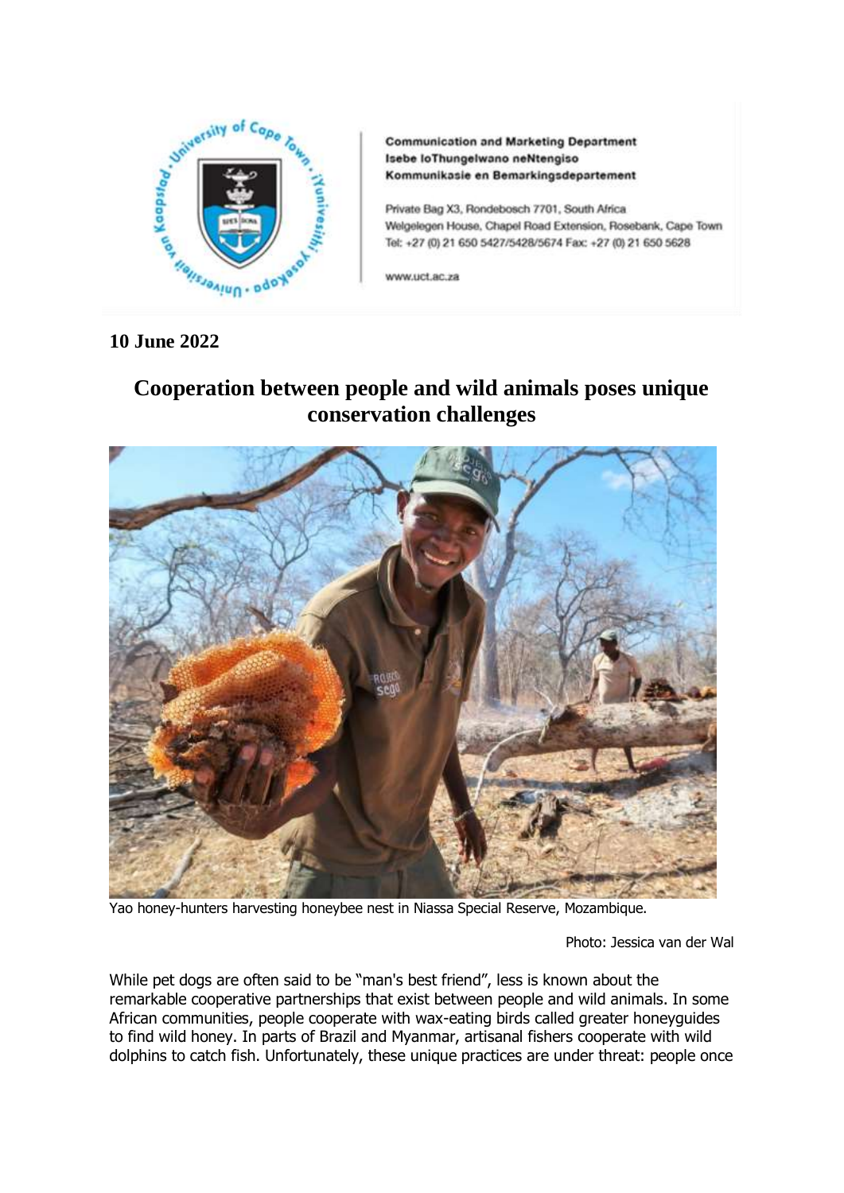**Communication and Marketing Department**
**Isebe loThungelwano neNtengiso**
**Kommunikasie en Bemarkingsdepartement**

Private Bag X3, Rondebosch 7701, South Africa
Welgelegen House, Chapel Road Extension, Rosebank, Cape Town
Tel: +27 (0) 21 650 5427/5428/5674 Fax: +27 (0) 21 650 5628

www.uct.ac.za

**10 June 2022**

# Cooperation between people and wild animals poses unique conservation challenges

Yao honey-hunters harvesting honeybee nest in Niassa Special Reserve, Mozambique.

Photo: Jessica van der Wal

While pet dogs are often said to be "man's best friend", less is known about the remarkable cooperative partnerships that exist between people and wild animals. In some African communities, people cooperate with wax-eating birds called greater honeyguides to find wild honey. In parts of Brazil and Myanmar, artisanal fishers cooperate with wild dolphins to catch fish. Unfortunately, these unique practices are under threat: people once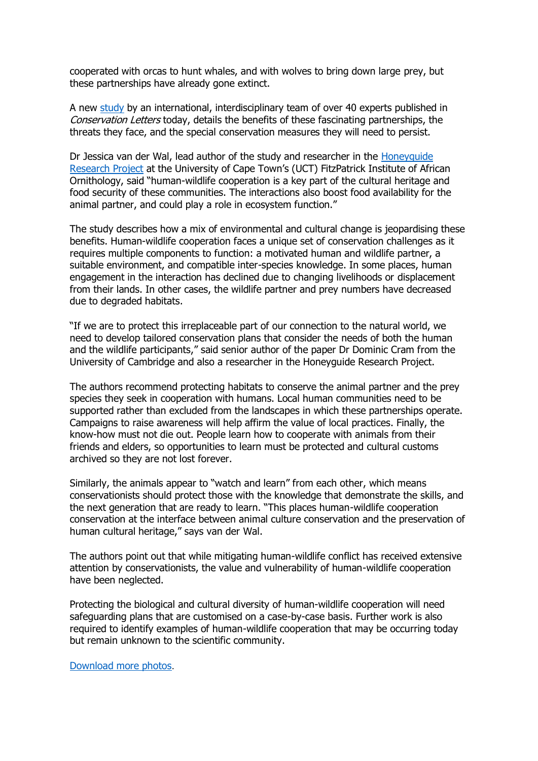cooperated with orcas to hunt whales, and with wolves to bring down large prey, but these partnerships have already gone extinct.

A new [study](study) by an international, interdisciplinary team of over 40 experts published in *Conservation Letters* today, details the benefits of these fascinating partnerships, the threats they face, and the special conservation measures they will need to persist.

Dr Jessica van der Wal, lead author of the study and researcher in the [Honeyguide Research Project](Honeyguide Research Project) at the University of Cape Town's (UCT) FitzPatrick Institute of African Ornithology, said "human-wildlife cooperation is a key part of the cultural heritage and food security of these communities. The interactions also boost food availability for the animal partner, and could play a role in ecosystem function."

The study describes how a mix of environmental and cultural change is jeopardising these benefits. Human-wildlife cooperation faces a unique set of conservation challenges as it requires multiple components to function: a motivated human and wildlife partner, a suitable environment, and compatible inter-species knowledge. In some places, human engagement in the interaction has declined due to changing livelihoods or displacement from their lands. In other cases, the wildlife partner and prey numbers have decreased due to degraded habitats.

"If we are to protect this irreplaceable part of our connection to the natural world, we need to develop tailored conservation plans that consider the needs of both the human and the wildlife participants," said senior author of the paper Dr Dominic Cram from the University of Cambridge and also a researcher in the Honeyguide Research Project.

The authors recommend protecting habitats to conserve the animal partner and the prey species they seek in cooperation with humans. Local human communities need to be supported rather than excluded from the landscapes in which these partnerships operate. Campaigns to raise awareness will help affirm the value of local practices. Finally, the know-how must not die out. People learn how to cooperate with animals from their friends and elders, so opportunities to learn must be protected and cultural customs archived so they are not lost forever.

Similarly, the animals appear to "watch and learn" from each other, which means conservationists should protect those with the knowledge that demonstrate the skills, and the next generation that are ready to learn. "This places human-wildlife cooperation conservation at the interface between animal culture conservation and the preservation of human cultural heritage," says van der Wal.

The authors point out that while mitigating human-wildlife conflict has received extensive attention by conservationists, the value and vulnerability of human-wildlife cooperation have been neglected.

Protecting the biological and cultural diversity of human-wildlife cooperation will need safeguarding plans that are customised on a case-by-case basis. Further work is also required to identify examples of human-wildlife cooperation that may be occurring today but remain unknown to the scientific community.

[Download more photos](Download more photos).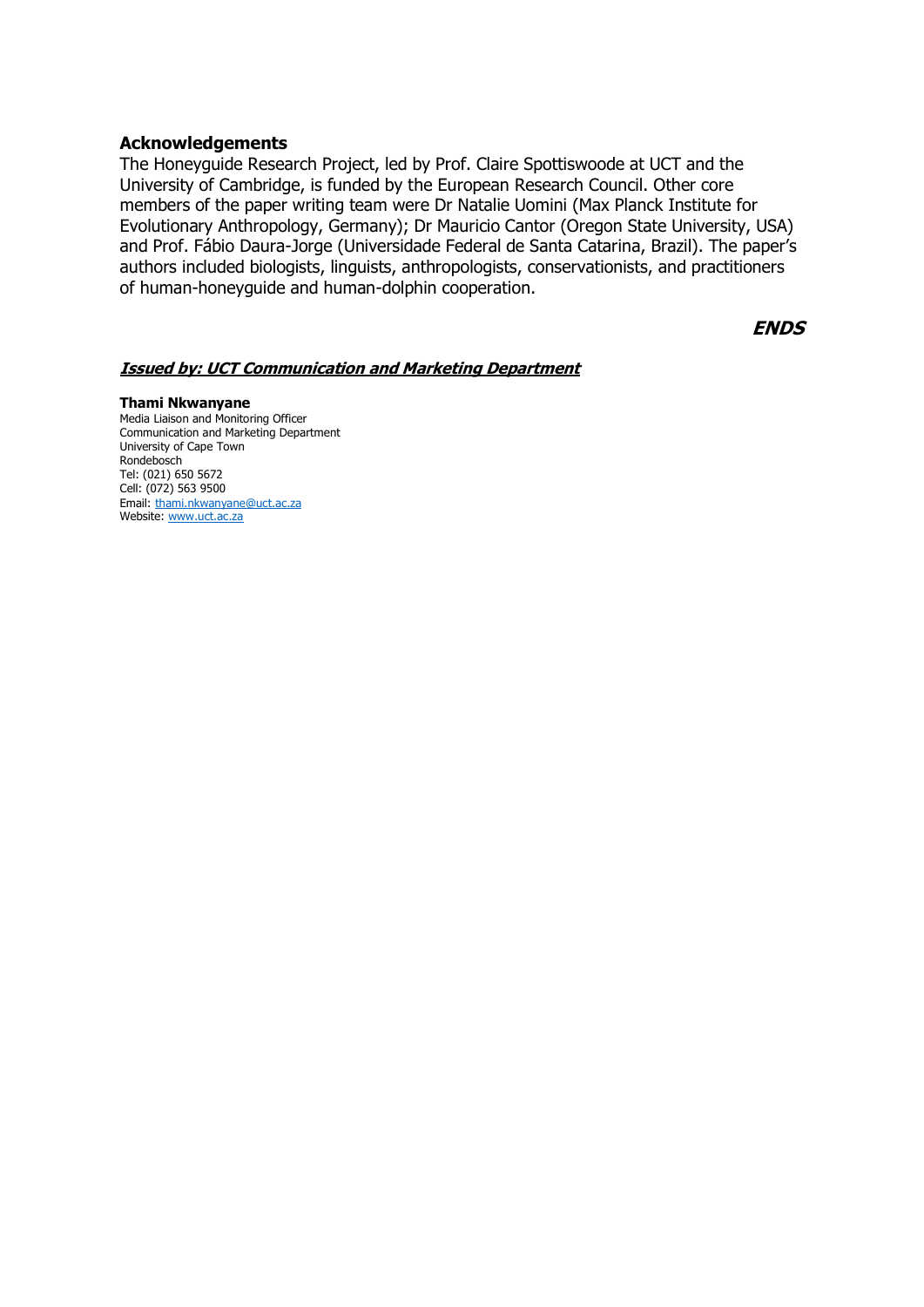## Acknowledgements

The Honeyguide Research Project, led by Prof. Claire Spottiswoode at UCT and the University of Cambridge, is funded by the European Research Council. Other core members of the paper writing team were Dr Natalie Uomini (Max Planck Institute for Evolutionary Anthropology, Germany); Dr Mauricio Cantor (Oregon State University, USA) and Prof. Fábio Daura-Jorge (Universidade Federal de Santa Catarina, Brazil). The paper's authors included biologists, linguists, anthropologists, conservationists, and practitioners of human-honeyguide and human-dolphin cooperation.

***ENDS***

***Issued by: UCT Communication and Marketing Department***

**Thami Nkwanyane**
Media Liaison and Monitoring Officer
Communication and Marketing Department
University of Cape Town
Rondebosch
Tel: (021) 650 5672
Cell: (072) 563 9500
Email: thami.nkwanyane@uct.ac.za
Website: www.uct.ac.za